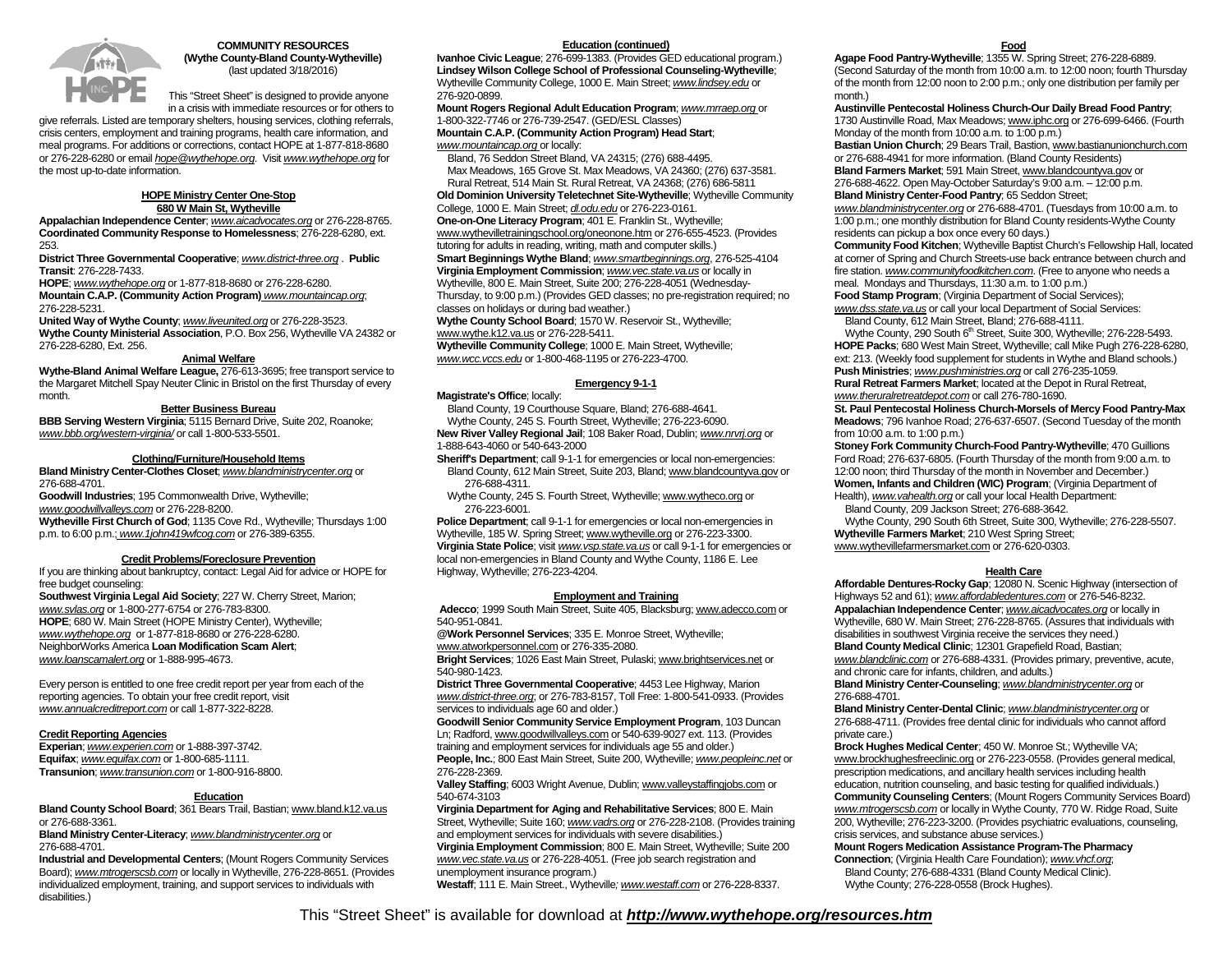**COMMUNITY RESOURCES**
**(Wythe County-Bland County-Wytheville)**
(last updated 3/18/2016)

This "Street Sheet" is designed to provide anyone in a crisis with immediate resources or for others to give referrals. Listed are temporary shelters, housing services, clothing referrals, crisis centers, employment and training programs, health care information, and meal programs. For additions or corrections, contact HOPE at 1-877-818-8680 or 276-228-6280 or email *hope@wythehope.org*. Visit *www.wythehope.org* for the most up-to-date information.

## HOPE Ministry Center One-Stop
### 680 W Main St, Wytheville

**Appalachian Independence Center**; *www.aicadvocates.org* or 276-228-8765.
**Coordinated Community Response to Homelessness**; 276-228-6280, ext. 253.
**District Three Governmental Cooperative**; *www.district-three.org*. **Public Transit**: 276-228-7433.
**HOPE**; *www.wythehope.org* or 1-877-818-8680 or 276-228-6280.
**Mountain C.A.P. (Community Action Program)** *www.mountaincap.org*; 276-228-5231.
**United Way of Wythe County**; *www.liveunited.org* or 276-228-3523.
**Wythe County Ministerial Association**, P.O. Box 256, Wytheville VA 24382 or 276-228-6280, Ext. 256.

## Animal Welfare

**Wythe-Bland Animal Welfare League,** 276-613-3695; free transport service to the Margaret Mitchell Spay Neuter Clinic in Bristol on the first Thursday of every month.

## Better Business Bureau

**BBB Serving Western Virginia**; 5115 Bernard Drive, Suite 202, Roanoke; *www.bbb.org/western-virginia/* or call 1-800-533-5501.

## Clothing/Furniture/Household Items

**Bland Ministry Center-Clothes Closet**; *www.blandministrycenter.org* or 276-688-4701.
**Goodwill Industries**; 195 Commonwealth Drive, Wytheville; *www.goodwillvalleys.com* or 276-228-8200.
**Wytheville First Church of God**; 1135 Cove Rd., Wytheville; Thursdays 1:00 p.m. to 6:00 p.m.; *www.1john419wfcog.com* or 276-389-6355.

## Credit Problems/Foreclosure Prevention

If you are thinking about bankruptcy, contact: Legal Aid for advice or HOPE for free budget counseling:
**Southwest Virginia Legal Aid Society**; 227 W. Cherry Street, Marion; *www.svlas.org* or 1-800-277-6754 or 276-783-8300.
**HOPE**; 680 W. Main Street (HOPE Ministry Center), Wytheville; *www.wythehope.org* or 1-877-818-8680 or 276-228-6280.
NeighborWorks America **Loan Modification Scam Alert**; *www.loanscamalert.org* or 1-888-995-4673.

Every person is entitled to one free credit report per year from each of the reporting agencies. To obtain your free credit report, visit *www.annualcreditreport.com* or call 1-877-322-8228.

## Credit Reporting Agencies

**Experian**; *www.experien.com* or 1-888-397-3742.
**Equifax**; *www.equifax.com* or 1-800-685-1111.
**Transunion**; *www.transunion.com* or 1-800-916-8800.

## Education

**Bland County School Board**; 361 Bears Trail, Bastian; www.bland.k12.va.us or 276-688-3361.
**Bland Ministry Center-Literacy**; *www.blandministrycenter.org* or 276-688-4701.
**Industrial and Developmental Centers**; (Mount Rogers Community Services Board); *www.mtrogerscsb.com* or locally in Wytheville, 276-228-8651. (Provides individualized employment, training, and support services to individuals with disabilities.)

## Education (continued)

**Ivanhoe Civic League**; 276-699-1383. (Provides GED educational program.)
**Lindsey Wilson College School of Professional Counseling-Wytheville**; Wytheville Community College, 1000 E. Main Street; *www.lindsey.edu* or 276-920-0899.
**Mount Rogers Regional Adult Education Program**; *www.mrraep.org* or 1-800-322-7746 or 276-739-2547. (GED/ESL Classes)
**Mountain C.A.P. (Community Action Program) Head Start**; *www.mountaincap.org* or locally:
- Bland, 76 Seddon Street Bland, VA 24315; (276) 688-4495.
- Max Meadows, 165 Grove St. Max Meadows, VA 24360; (276) 637-3581.
- Rural Retreat, 514 Main St. Rural Retreat, VA 24368; (276) 686-5811

**Old Dominion University Teletechnet Site-Wytheville**; Wytheville Community College, 1000 E. Main Street; *dl.odu.edu* or 276-223-0161.
**One-on-One Literacy Program**; 401 E. Franklin St., Wytheville; www.wythevilletrainingschool.org/oneonone.htm or 276-655-4523. (Provides tutoring for adults in reading, writing, math and computer skills.)
**Smart Beginnings Wythe Bland**; *www.smartbeginnings.org*, 276-525-4104
**Virginia Employment Commission**; *www.vec.state.va.us* or locally in Wytheville, 800 E. Main Street, Suite 200; 276-228-4051 (Wednesday-Thursday, to 9:00 p.m.) (Provides GED classes; no pre-registration required; no classes on holidays or during bad weather.)
**Wythe County School Board**; 1570 W. Reservoir St., Wytheville; www.wythe.k12.va.us or 276-228-5411.
**Wytheville Community College**; 1000 E. Main Street, Wytheville; *www.wcc.vccs.edu* or 1-800-468-1195 or 276-223-4700.

## Emergency 9-1-1

**Magistrate's Office**; locally:
- Bland County, 19 Courthouse Square, Bland; 276-688-4641.
- Wythe County, 245 S. Fourth Street, Wytheville; 276-223-6090.

**New River Valley Regional Jail**; 108 Baker Road, Dublin; *www.nrvrj.org* or 1-888-643-4060 or 540-643-2000
**Sheriff's Department**; call 9-1-1 for emergencies or local non-emergencies:
- Bland County, 612 Main Street, Suite 203, Bland; www.blandcountyva.gov or 276-688-4311.
- Wythe County, 245 S. Fourth Street, Wytheville; www.wytheco.org or 276-223-6001.

**Police Department**; call 9-1-1 for emergencies or local non-emergencies in Wytheville, 185 W. Spring Street; www.wytheville.org or 276-223-3300.
**Virginia State Police**; visit *www.vsp.state.va.us* or call 9-1-1 for emergencies or local non-emergencies in Bland County and Wythe County, 1186 E. Lee Highway, Wytheville; 276-223-4204.

## Employment and Training

**Adecco**; 1999 South Main Street, Suite 405, Blacksburg; www.adecco.com or 540-951-0841.
**@Work Personnel Services**; 335 E. Monroe Street, Wytheville; www.atworkpersonnel.com or 276-335-2080.
**Bright Services**; 1026 East Main Street, Pulaski; www.brightservices.net or 540-980-1423.
**District Three Governmental Cooperative**; 4453 Lee Highway, Marion *www.district-three.org*; or 276-783-8157, Toll Free: 1-800-541-0933. (Provides services to individuals age 60 and older.)
**Goodwill Senior Community Service Employment Program**, 103 Duncan Ln; Radford, www.goodwillvalleys.com or 540-639-9027 ext. 113. (Provides training and employment services for individuals age 55 and older.)
**People, Inc.**; 800 East Main Street, Suite 200, Wytheville; *www.peopleinc.net* or 276-228-2369.
**Valley Staffing**; 6003 Wright Avenue, Dublin; www.valleystaffingjobs.com or 540-674-3103
**Virginia Department for Aging and Rehabilitative Services**; 800 E. Main Street, Wytheville; Suite 160; *www.vadrs.org* or 276-228-2108. (Provides training and employment services for individuals with severe disabilities.)
**Virginia Employment Commission**; 800 E. Main Street, Wytheville; Suite 200 *www.vec.state.va.us* or 276-228-4051. (Free job search registration and unemployment insurance program.)
**Westaff**; 111 E. Main Street., Wytheville; *www.westaff.com* or 276-228-8337.

## Food

**Agape Food Pantry-Wytheville**; 1355 W. Spring Street; 276-228-6889. (Second Saturday of the month from 10:00 a.m. to 12:00 noon; fourth Thursday of the month from 12:00 noon to 2:00 p.m.; only one distribution per family per month.)
**Austinville Pentecostal Holiness Church-Our Daily Bread Food Pantry**; 1730 Austinville Road, Max Meadows; www.iphc.org or 276-699-6466. (Fourth Monday of the month from 10:00 a.m. to 1:00 p.m.)
**Bastian Union Church**; 29 Bears Trail, Bastian, www.bastianunionchurch.com or 276-688-4941 for more information. (Bland County Residents)
**Bland Farmers Market**; 591 Main Street, www.blandcountyva.gov or 276-688-4622. Open May-October Saturday's 9:00 a.m. – 12:00 p.m.
**Bland Ministry Center-Food Pantry**; 65 Seddon Street; *www.blandministrycenter.org* or 276-688-4701. (Tuesdays from 10:00 a.m. to 1:00 p.m.; one monthly distribution for Bland County residents-Wythe County residents can pickup a box once every 60 days.)
**Community Food Kitchen**; Wytheville Baptist Church's Fellowship Hall, located at corner of Spring and Church Streets-use back entrance between church and fire station. *www.communityfoodkitchen.com*. (Free to anyone who needs a meal. Mondays and Thursdays, 11:30 a.m. to 1:00 p.m.)
**Food Stamp Program**; (Virginia Department of Social Services); *www.dss.state.va.us* or call your local Department of Social Services:
- Bland County, 612 Main Street, Bland; 276-688-4111.
- Wythe County, 290 South 6th Street, Suite 300, Wytheville; 276-228-5493.

**HOPE Packs**; 680 West Main Street, Wytheville; call Mike Pugh 276-228-6280, ext: 213. (Weekly food supplement for students in Wythe and Bland schools.)
**Push Ministries**; *www.pushministries.org* or call 276-235-1059.
**Rural Retreat Farmers Market**; located at the Depot in Rural Retreat, *www.theruralretreatdepot.com* or call 276-780-1690.
**St. Paul Pentecostal Holiness Church-Morsels of Mercy Food Pantry-Max Meadows**; 796 Ivanhoe Road; 276-637-6507. (Second Tuesday of the month from 10:00 a.m. to 1:00 p.m.)
**Stoney Fork Community Church-Food Pantry-Wytheville**; 470 Guillions Ford Road; 276-637-6805. (Fourth Thursday of the month from 9:00 a.m. to 12:00 noon; third Thursday of the month in November and December.)
**Women, Infants and Children (WIC) Program**; (Virginia Department of Health), *www.vahealth.org* or call your local Health Department:
- Bland County, 209 Jackson Street; 276-688-3642.
- Wythe County, 290 South 6th Street, Suite 300, Wytheville; 276-228-5507.

**Wytheville Farmers Market**; 210 West Spring Street; www.wythevillefarmersmarket.com or 276-620-0303.

## Health Care

**Affordable Dentures-Rocky Gap**; 12080 N. Scenic Highway (intersection of Highways 52 and 61); *www.affordabledentures.com* or 276-546-8232.
**Appalachian Independence Center**; *www.aicadvocates.org* or locally in Wytheville, 680 W. Main Street; 276-228-8765. (Assures that individuals with disabilities in southwest Virginia receive the services they need.)
**Bland County Medical Clinic**; 12301 Grapefield Road, Bastian; *www.blandclinic.com* or 276-688-4331. (Provides primary, preventive, acute, and chronic care for infants, children, and adults.)
**Bland Ministry Center-Counseling**; *www.blandministrycenter.org* or 276-688-4701.
**Bland Ministry Center-Dental Clinic**; *www.blandministrycenter.org* or 276-688-4711. (Provides free dental clinic for individuals who cannot afford private care.)
**Brock Hughes Medical Center**; 450 W. Monroe St.; Wytheville VA; www.brockhughesfreeclinic.org or 276-223-0558. (Provides general medical, prescription medications, and ancillary health services including health education, nutrition counseling, and basic testing for qualified individuals.)
**Community Counseling Centers**; (Mount Rogers Community Services Board) *www.mtrogerscsb.com* or locally in Wythe County, 770 W. Ridge Road, Suite 200, Wytheville; 276-223-3200. (Provides psychiatric evaluations, counseling, crisis services, and substance abuse services.)
**Mount Rogers Medication Assistance Program-The Pharmacy Connection**; (Virginia Health Care Foundation); *www.vhcf.org*;
- Bland County; 276-688-4331 (Bland County Medical Clinic).
- Wythe County; 276-228-0558 (Brock Hughes).

This "Street Sheet" is available for download at ***http://www.wythehope.org/resources.htm***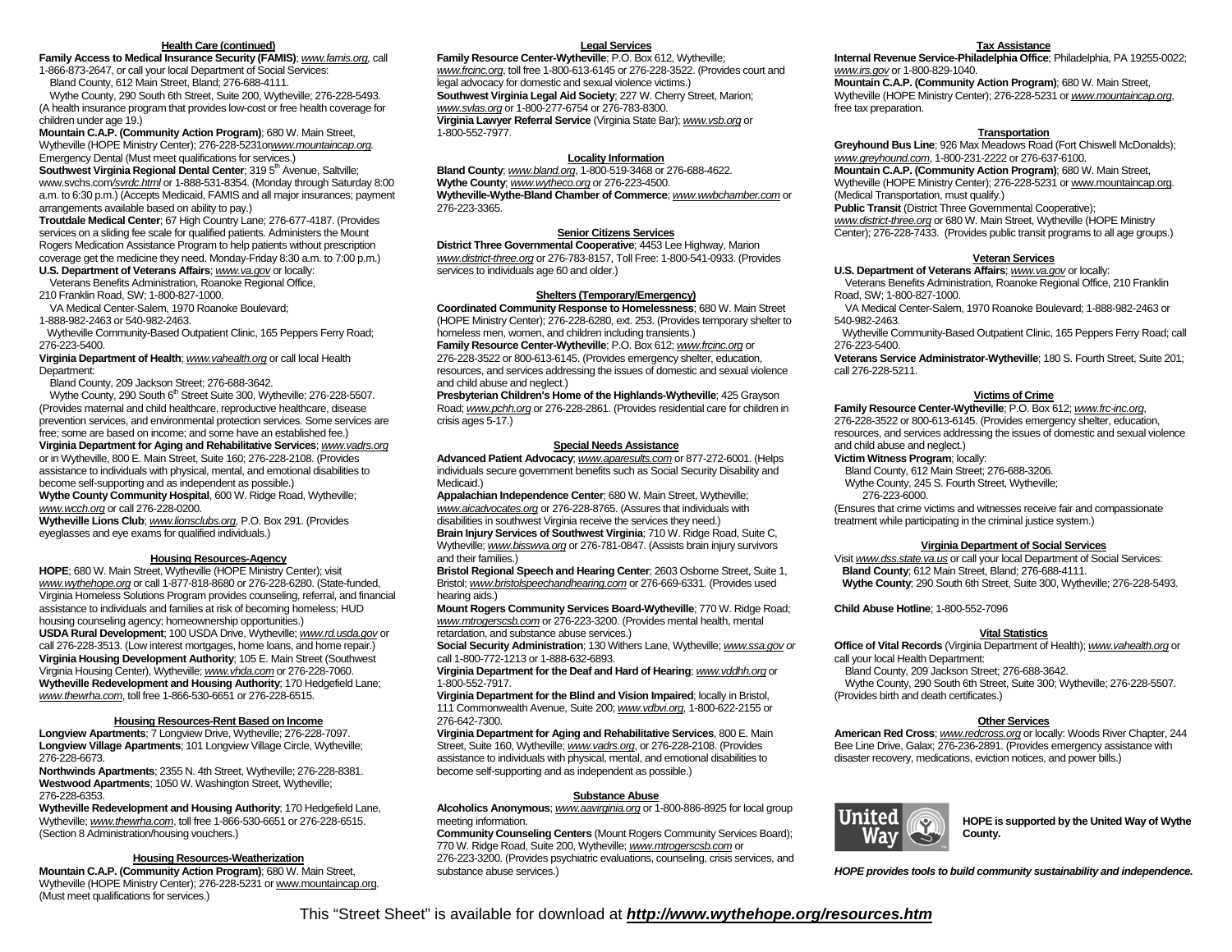## Health Care (continued)

**Family Access to Medical Insurance Security (FAMIS)**; *www.famis.org*, call 1-866-873-2647, or call your local Department of Social Services:
Bland County, 612 Main Street, Bland; 276-688-4111.
Wythe County, 290 South 6th Street, Suite 200, Wytheville; 276-228-5493.
(A health insurance program that provides low-cost or free health coverage for children under age 19.)

**Mountain C.A.P. (Community Action Program)**; 680 W. Main Street, Wytheville (HOPE Ministry Center); 276-228-5231or*www.mountaincap.org*. Emergency Dental (Must meet qualifications for services.)

**Southwest Virginia Regional Dental Center**; 319 5th Avenue, Saltville; www.svchs.com*/svrdc.html* or 1-888-531-8354. (Monday through Saturday 8:00 a.m. to 6:30 p.m.) (Accepts Medicaid, FAMIS and all major insurances; payment arrangements available based on ability to pay.)

**Troutdale Medical Center**; 67 High Country Lane; 276-677-4187. (Provides services on a sliding fee scale for qualified patients. Administers the Mount Rogers Medication Assistance Program to help patients without prescription coverage get the medicine they need. Monday-Friday 8:30 a.m. to 7:00 p.m.)

**U.S. Department of Veterans Affairs**; *www.va.gov* or locally:
Veterans Benefits Administration, Roanoke Regional Office, 210 Franklin Road, SW; 1-800-827-1000.
VA Medical Center-Salem, 1970 Roanoke Boulevard; 1-888-982-2463 or 540-982-2463.
Wytheville Community-Based Outpatient Clinic, 165 Peppers Ferry Road; 276-223-5400.

**Virginia Department of Health**; *www.vahealth.org* or call local Health Department:
Bland County, 209 Jackson Street; 276-688-3642.
Wythe County, 290 South 6th Street Suite 300, Wytheville; 276-228-5507.
(Provides maternal and child healthcare, reproductive healthcare, disease prevention services, and environmental protection services. Some services are free; some are based on income; and some have an established fee.)

**Virginia Department for Aging and Rehabilitative Services**; *www.vadrs.org* or in Wytheville, 800 E. Main Street, Suite 160; 276-228-2108. (Provides assistance to individuals with physical, mental, and emotional disabilities to become self-supporting and as independent as possible.)

**Wythe County Community Hospital**, 600 W. Ridge Road, Wytheville; *www.wcch.org* or call 276-228-0200.

**Wytheville Lions Club**; *www.lionsclubs.org*, P.O. Box 291. (Provides eyeglasses and eye exams for qualified individuals.)

## Housing Resources-Agency

**HOPE**; 680 W. Main Street, Wytheville (HOPE Ministry Center); visit *www.wythehope.org* or call 1-877-818-8680 or 276-228-6280. (State-funded, Virginia Homeless Solutions Program provides counseling, referral, and financial assistance to individuals and families at risk of becoming homeless; HUD housing counseling agency; homeownership opportunities.)

**USDA Rural Development**; 100 USDA Drive, Wytheville; *www.rd.usda.gov* or call 276-228-3513. (Low interest mortgages, home loans, and home repair.)

**Virginia Housing Development Authority**; 105 E. Main Street (Southwest Virginia Housing Center), Wytheville; *www.vhda.com* or 276-228-7060.

**Wytheville Redevelopment and Housing Authority**; 170 Hedgefield Lane; *www.thewrha.com*, toll free 1-866-530-6651 or 276-228-6515.

## Housing Resources-Rent Based on Income

**Longview Apartments**; 7 Longview Drive, Wytheville; 276-228-7097.

**Longview Village Apartments**; 101 Longview Village Circle, Wytheville; 276-228-6673.

**Northwinds Apartments**; 2355 N. 4th Street, Wytheville; 276-228-8381.

**Westwood Apartments**; 1050 W. Washington Street, Wytheville; 276-228-6353.

**Wytheville Redevelopment and Housing Authority**; 170 Hedgefield Lane, Wytheville; *www.thewrha.com*, toll free 1-866-530-6651 or 276-228-6515. (Section 8 Administration/housing vouchers.)

## Housing Resources-Weatherization

**Mountain C.A.P. (Community Action Program)**; 680 W. Main Street, Wytheville (HOPE Ministry Center); 276-228-5231 or www.mountaincap.org. (Must meet qualifications for services.)

## Legal Services

**Family Resource Center-Wytheville**; P.O. Box 612, Wytheville; *www.frcinc.org*, toll free 1-800-613-6145 or 276-228-3522. (Provides court and legal advocacy for domestic and sexual violence victims.)

**Southwest Virginia Legal Aid Society**; 227 W. Cherry Street, Marion; *www.svlas.org* or 1-800-277-6754 or 276-783-8300.

**Virginia Lawyer Referral Service** (Virginia State Bar); *www.vsb.org* or 1-800-552-7977.

## Locality Information

**Bland County**; *www.bland.org*, 1-800-519-3468 or 276-688-4622.

**Wythe County**; *www.wytheco.org* or 276-223-4500.

**Wytheville-Wythe-Bland Chamber of Commerce**; *www.wwbchamber.com* or 276-223-3365.

## Senior Citizens Services

**District Three Governmental Cooperative**; 4453 Lee Highway, Marion *www.district-three.org* or 276-783-8157, Toll Free: 1-800-541-0933. (Provides services to individuals age 60 and older.)

## Shelters (Temporary/Emergency)

**Coordinated Community Response to Homelessness**; 680 W. Main Street (HOPE Ministry Center); 276-228-6280, ext. 253. (Provides temporary shelter to homeless men, women, and children including transients.)

**Family Resource Center-Wytheville**; P.O. Box 612; *www.frcinc.org* or 276-228-3522 or 800-613-6145. (Provides emergency shelter, education, resources, and services addressing the issues of domestic and sexual violence and child abuse and neglect.)

**Presbyterian Children's Home of the Highlands-Wytheville**; 425 Grayson Road; *www.pchh.org* or 276-228-2861. (Provides residential care for children in crisis ages 5-17.)

## Special Needs Assistance

**Advanced Patient Advocacy**; *www.aparesults.com* or 877-272-6001. (Helps individuals secure government benefits such as Social Security Disability and Medicaid.)

**Appalachian Independence Center**; 680 W. Main Street, Wytheville; *www.aicadvocates.org* or 276-228-8765. (Assures that individuals with disabilities in southwest Virginia receive the services they need.)

**Brain Injury Services of Southwest Virginia**; 710 W. Ridge Road, Suite C, Wytheville; *www.bisswva.org* or 276-781-0847. (Assists brain injury survivors and their families.)

**Bristol Regional Speech and Hearing Center**; 2603 Osborne Street, Suite 1, Bristol; *www.bristolspeechandhearing.com* or 276-669-6331. (Provides used hearing aids.)

**Mount Rogers Community Services Board-Wytheville**; 770 W. Ridge Road; *www.mtrogerscsb.com* or 276-223-3200. (Provides mental health, mental retardation, and substance abuse services.)

**Social Security Administration**; 130 Withers Lane, Wytheville; *www.ssa.gov or* call 1-800-772-1213 or 1-888-632-6893.

**Virginia Department for the Deaf and Hard of Hearing**; *www.vddhh.org* or 1-800-552-7917.

**Virginia Department for the Blind and Vision Impaired**; locally in Bristol, 111 Commonwealth Avenue, Suite 200; *www.vdbvi.org*, 1-800-622-2155 or 276-642-7300.

**Virginia Department for Aging and Rehabilitative Services**, 800 E. Main Street, Suite 160, Wytheville; *www.vadrs.org*, or 276-228-2108. (Provides assistance to individuals with physical, mental, and emotional disabilities to become self-supporting and as independent as possible.)

## Substance Abuse

**Alcoholics Anonymous**; *www.aavirginia.org* or 1-800-886-8925 for local group meeting information.

**Community Counseling Centers** (Mount Rogers Community Services Board); 770 W. Ridge Road, Suite 200, Wytheville; *www.mtrogerscsb.com* or 276-223-3200. (Provides psychiatric evaluations, counseling, crisis services, and substance abuse services.)

## Tax Assistance

**Internal Revenue Service-Philadelphia Office**; Philadelphia, PA 19255-0022; *www.irs.gov* or 1-800-829-1040.

**Mountain C.A.P. (Community Action Program)**; 680 W. Main Street, Wytheville (HOPE Ministry Center); 276-228-5231 or *www.mountaincap.org*, free tax preparation.

## Transportation

**Greyhound Bus Line**; 926 Max Meadows Road (Fort Chiswell McDonalds); *www.greyhound.com*, 1-800-231-2222 or 276-637-6100.

**Mountain C.A.P. (Community Action Program)**; 680 W. Main Street, Wytheville (HOPE Ministry Center); 276-228-5231 or www.mountaincap.org. (Medical Transportation, must qualify.)

**Public Transit** (District Three Governmental Cooperative); *www.district-three.org* or 680 W. Main Street, Wytheville (HOPE Ministry Center); 276-228-7433. (Provides public transit programs to all age groups.)

## Veteran Services

**U.S. Department of Veterans Affairs**; *www.va.gov* or locally:
Veterans Benefits Administration, Roanoke Regional Office, 210 Franklin Road, SW; 1-800-827-1000.
VA Medical Center-Salem, 1970 Roanoke Boulevard; 1-888-982-2463 or 540-982-2463.
Wytheville Community-Based Outpatient Clinic, 165 Peppers Ferry Road; call 276-223-5400.

**Veterans Service Administrator-Wytheville**; 180 S. Fourth Street, Suite 201; call 276-228-5211.

## Victims of Crime

**Family Resource Center-Wytheville**; P.O. Box 612; *www.frc-inc.org*, 276-228-3522 or 800-613-6145. (Provides emergency shelter, education, resources, and services addressing the issues of domestic and sexual violence and child abuse and neglect.)

**Victim Witness Program**; locally:
Bland County, 612 Main Street; 276-688-3206.
Wythe County, 245 S. Fourth Street, Wytheville; 276-223-6000.
(Ensures that crime victims and witnesses receive fair and compassionate treatment while participating in the criminal justice system.)

## Virginia Department of Social Services

Visit *www.dss.state.va.us* or call your local Department of Social Services:
**Bland County**; 612 Main Street, Bland; 276-688-4111.
**Wythe County**; 290 South 6th Street, Suite 300, Wytheville; 276-228-5493.

**Child Abuse Hotline**; 1-800-552-7096

## Vital Statistics

**Office of Vital Records** (Virginia Department of Health); *www.vahealth.org* or call your local Health Department:
Bland County, 209 Jackson Street; 276-688-3642.
Wythe County, 290 South 6th Street, Suite 300; Wytheville; 276-228-5507.
(Provides birth and death certificates.)

## Other Services

**American Red Cross**; *www.redcross.org* or locally: Woods River Chapter, 244 Bee Line Drive, Galax; 276-236-2891. (Provides emergency assistance with disaster recovery, medications, eviction notices, and power bills.)

**HOPE is supported by the United Way of Wythe County.**

***HOPE provides tools to build community sustainability and independence.***

This "Street Sheet" is available for download at ***http://www.wythehope.org/resources.htm***